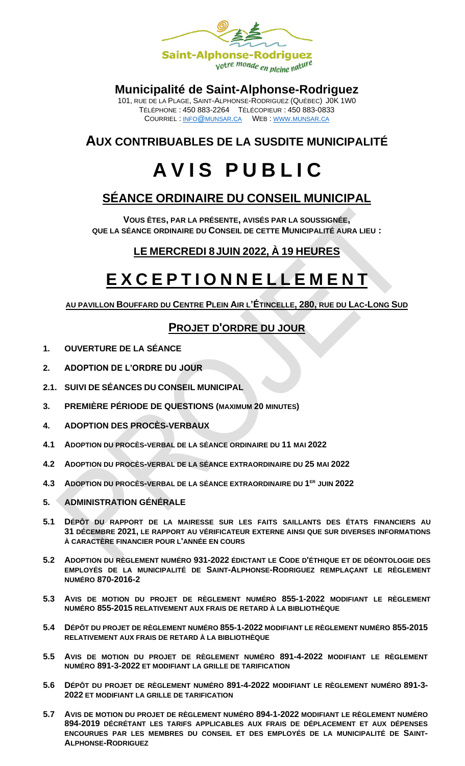Saint-Alphonse-Rodriguez
votre monde en pleine nature

**Municipalité de Saint-Alphonse-Rodriguez**

101, RUE DE LA PLAGE, SAINT-ALPHONSE-RODRIGUEZ (QUÉBEC) J0K 1W0
TÉLÉPHONE : 450 883-2264 TÉLÉCOPIEUR : 450 883-0833
COURRIEL : INFO@MUNSAR.CA WEB : WWW.MUNSAR.CA

## AUX CONTRIBUABLES DE LA SUSDITE MUNICIPALITÉ

# AVIS PUBLIC

## SÉANCE ORDINAIRE DU CONSEIL MUNICIPAL

**VOUS ÊTES, PAR LA PRÉSENTE, AVISÉS PAR LA SOUSSIGNÉE, QUE LA SÉANCE ORDINAIRE DU CONSEIL DE CETTE MUNICIPALITÉ AURA LIEU :**

### LE MERCREDI 8 JUIN 2022, À 19 HEURES

# EXCEPTIONNELLEMENT

**AU PAVILLON BOUFFARD DU CENTRE PLEIN AIR L'ÉTINCELLE, 280, RUE DU LAC-LONG SUD**

### PROJET D'ORDRE DU JOUR

**1. OUVERTURE DE LA SÉANCE**

**2. ADOPTION DE L'ORDRE DU JOUR**

**2.1. SUIVI DE SÉANCES DU CONSEIL MUNICIPAL**

**3. PREMIÈRE PÉRIODE DE QUESTIONS (MAXIMUM 20 MINUTES)**

**4. ADOPTION DES PROCÈS-VERBAUX**

**4.1 ADOPTION DU PROCÈS-VERBAL DE LA SÉANCE ORDINAIRE DU 11 MAI 2022**

**4.2 ADOPTION DU PROCÈS-VERBAL DE LA SÉANCE EXTRAORDINAIRE DU 25 MAI 2022**

**4.3 ADOPTION DU PROCÈS-VERBAL DE LA SÉANCE EXTRAORDINAIRE DU 1ER JUIN 2022**

**5. ADMINISTRATION GÉNÉRALE**

**5.1 DÉPÔT DU RAPPORT DE LA MAIRESSE SUR LES FAITS SAILLANTS DES ÉTATS FINANCIERS AU 31 DÉCEMBRE 2021, LE RAPPORT AU VÉRIFICATEUR EXTERNE AINSI QUE SUR DIVERSES INFORMATIONS À CARACTÈRE FINANCIER POUR L'ANNÉE EN COURS**

**5.2 ADOPTION DU RÈGLEMENT NUMÉRO 931-2022 ÉDICTANT LE CODE D'ÉTHIQUE ET DE DÉONTOLOGIE DES EMPLOYÉS DE LA MUNICIPALITÉ DE SAINT-ALPHONSE-RODRIGUEZ REMPLAÇANT LE RÈGLEMENT NUMÉRO 870-2016-2**

**5.3 AVIS DE MOTION DU PROJET DE RÈGLEMENT NUMÉRO 855-1-2022 MODIFIANT LE RÈGLEMENT NUMÉRO 855-2015 RELATIVEMENT AUX FRAIS DE RETARD À LA BIBLIOTHÈQUE**

**5.4 DÉPÔT DU PROJET DE RÈGLEMENT NUMÉRO 855-1-2022 MODIFIANT LE RÈGLEMENT NUMÉRO 855-2015 RELATIVEMENT AUX FRAIS DE RETARD À LA BIBLIOTHÈQUE**

**5.5 AVIS DE MOTION DU PROJET DE RÈGLEMENT NUMÉRO 891-4-2022 MODIFIANT LE RÈGLEMENT NUMÉRO 891-3-2022 ET MODIFIANT LA GRILLE DE TARIFICATION**

**5.6 DÉPÔT DU PROJET DE RÈGLEMENT NUMÉRO 891-4-2022 MODIFIANT LE RÈGLEMENT NUMÉRO 891-3-2022 ET MODIFIANT LA GRILLE DE TARIFICATION**

**5.7 AVIS DE MOTION DU PROJET DE RÈGLEMENT NUMÉRO 894-1-2022 MODIFIANT LE RÈGLEMENT NUMÉRO 894-2019 DÉCRÉTANT LES TARIFS APPLICABLES AUX FRAIS DE DÉPLACEMENT ET AUX DÉPENSES ENCOURUES PAR LES MEMBRES DU CONSEIL ET DES EMPLOYÉS DE LA MUNICIPALITÉ DE SAINT-ALPHONSE-RODRIGUEZ**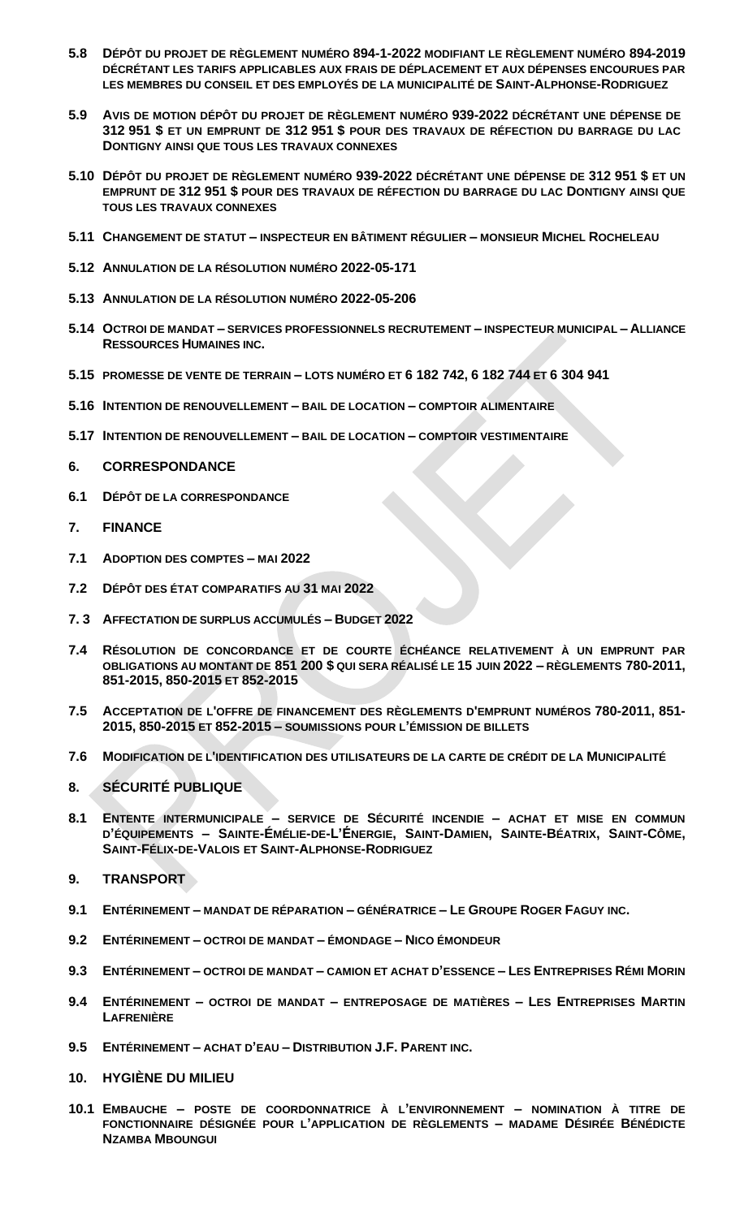**5.8 DÉPÔT DU PROJET DE RÈGLEMENT NUMÉRO 894-1-2022 MODIFIANT LE RÈGLEMENT NUMÉRO 894-2019 DÉCRÉTANT LES TARIFS APPLICABLES AUX FRAIS DE DÉPLACEMENT ET AUX DÉPENSES ENCOURUES PAR LES MEMBRES DU CONSEIL ET DES EMPLOYÉS DE LA MUNICIPALITÉ DE SAINT-ALPHONSE-RODRIGUEZ**

**5.9 AVIS DE MOTION DÉPÔT DU PROJET DE RÈGLEMENT NUMÉRO 939-2022 DÉCRÉTANT UNE DÉPENSE DE 312 951 $ ET UN EMPRUNT DE 312 951 $ POUR DES TRAVAUX DE RÉFECTION DU BARRAGE DU LAC DONTIGNY AINSI QUE TOUS LES TRAVAUX CONNEXES**

**5.10 DÉPÔT DU PROJET DE RÈGLEMENT NUMÉRO 939-2022 DÉCRÉTANT UNE DÉPENSE DE 312 951 $ ET UN EMPRUNT DE 312 951 $ POUR DES TRAVAUX DE RÉFECTION DU BARRAGE DU LAC DONTIGNY AINSI QUE TOUS LES TRAVAUX CONNEXES**

**5.11 CHANGEMENT DE STATUT – INSPECTEUR EN BÂTIMENT RÉGULIER – MONSIEUR MICHEL ROCHELEAU**

**5.12 ANNULATION DE LA RÉSOLUTION NUMÉRO 2022-05-171**

**5.13 ANNULATION DE LA RÉSOLUTION NUMÉRO 2022-05-206**

**5.14 OCTROI DE MANDAT – SERVICES PROFESSIONNELS RECRUTEMENT – INSPECTEUR MUNICIPAL – ALLIANCE RESSOURCES HUMAINES INC.**

**5.15 PROMESSE DE VENTE DE TERRAIN – LOTS NUMÉRO ET 6 182 742, 6 182 744 ET 6 304 941**

**5.16 INTENTION DE RENOUVELLEMENT – BAIL DE LOCATION – COMPTOIR ALIMENTAIRE**

**5.17 INTENTION DE RENOUVELLEMENT – BAIL DE LOCATION – COMPTOIR VESTIMENTAIRE**

## 6. CORRESPONDANCE

**6.1 DÉPÔT DE LA CORRESPONDANCE**

## 7. FINANCE

**7.1 ADOPTION DES COMPTES – MAI 2022**

**7.2 DÉPÔT DES ÉTAT COMPARATIFS AU 31 MAI 2022**

**7. 3 AFFECTATION DE SURPLUS ACCUMULÉS – BUDGET 2022**

**7.4 RÉSOLUTION DE CONCORDANCE ET DE COURTE ÉCHÉANCE RELATIVEMENT À UN EMPRUNT PAR OBLIGATIONS AU MONTANT DE 851 200 $ QUI SERA RÉALISÉ LE 15 JUIN 2022 – RÈGLEMENTS 780-2011, 851-2015, 850-2015 ET 852-2015**

**7.5 ACCEPTATION DE L'OFFRE DE FINANCEMENT DES RÈGLEMENTS D'EMPRUNT NUMÉROS 780-2011, 851-2015, 850-2015 ET 852-2015 – SOUMISSIONS POUR L'ÉMISSION DE BILLETS**

**7.6 MODIFICATION DE L'IDENTIFICATION DES UTILISATEURS DE LA CARTE DE CRÉDIT DE LA MUNICIPALITÉ**

## 8. SÉCURITÉ PUBLIQUE

**8.1 ENTENTE INTERMUNICIPALE – SERVICE DE SÉCURITÉ INCENDIE – ACHAT ET MISE EN COMMUN D'ÉQUIPEMENTS – SAINTE-ÉMÉLIE-DE-L'ÉNERGIE, SAINT-DAMIEN, SAINTE-BÉATRIX, SAINT-CÔME, SAINT-FÉLIX-DE-VALOIS ET SAINT-ALPHONSE-RODRIGUEZ**

## 9. TRANSPORT

**9.1 ENTÉRINEMENT – MANDAT DE RÉPARATION – GÉNÉRATRICE – LE GROUPE ROGER FAGUY INC.**

**9.2 ENTÉRINEMENT – OCTROI DE MANDAT – ÉMONDAGE – NICO ÉMONDEUR**

**9.3 ENTÉRINEMENT – OCTROI DE MANDAT – CAMION ET ACHAT D'ESSENCE – LES ENTREPRISES RÉMI MORIN**

**9.4 ENTÉRINEMENT – OCTROI DE MANDAT – ENTREPOSAGE DE MATIÈRES – LES ENTREPRISES MARTIN LAFRENIÈRE**

**9.5 ENTÉRINEMENT – ACHAT D'EAU – DISTRIBUTION J.F. PARENT INC.**

## 10. HYGIÈNE DU MILIEU

**10.1 EMBAUCHE – POSTE DE COORDONNATRICE À L'ENVIRONNEMENT – NOMINATION À TITRE DE FONCTIONNAIRE DÉSIGNÉE POUR L'APPLICATION DE RÈGLEMENTS – MADAME DÉSIRÉE BÉNÉDICTE NZAMBA MBOUNGUI**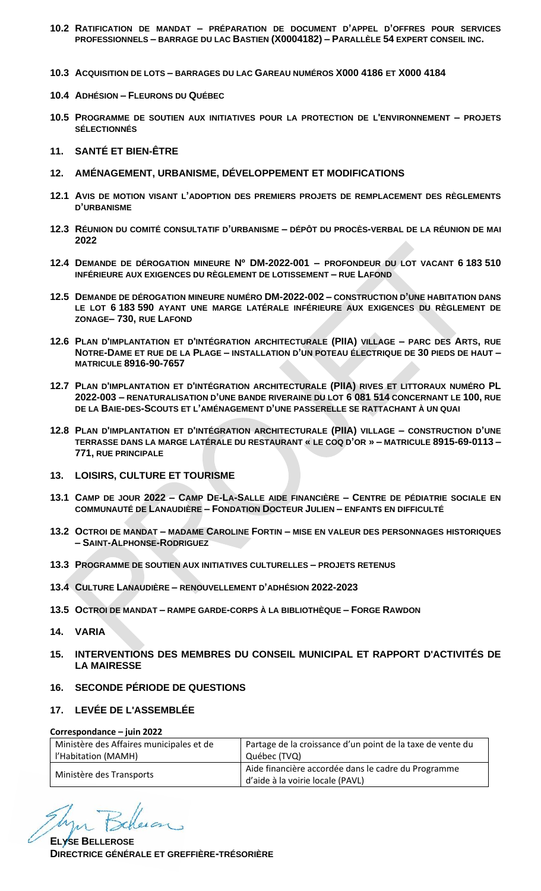**10.2 Ratification de mandat – préparation de document d'appel d'offres pour services professionnels – barrage du lac Bastien (X0004182) – Parallèle 54 Expert Conseil inc.**

**10.3 Acquisition de lots – barrages du lac Gareau numéros X000 4186 et X000 4184**

**10.4 Adhésion – Fleurons du Québec**

**10.5 Programme de soutien aux initiatives pour la protection de l'environnement – projets sélectionnés**

## 11. SANTÉ ET BIEN-ÊTRE

## 12. AMÉNAGEMENT, URBANISME, DÉVELOPPEMENT ET MODIFICATIONS

**12.1 Avis de motion visant l'adoption des premiers projets de remplacement des règlements d'urbanisme**

**12.3 Réunion du comité consultatif d'urbanisme – dépôt du procès-verbal de la réunion de mai 2022**

**12.4 Demande de dérogation mineure Nº DM-2022-001 – profondeur du lot vacant 6 183 510 inférieure aux exigences du règlement de lotissement – rue Lafond**

**12.5 Demande de dérogation mineure numéro DM-2022-002 – construction d'une habitation dans le lot 6 183 590 ayant une marge latérale inférieure aux exigences du règlement de zonage– 730, rue Lafond**

**12.6 Plan d'implantation et d'intégration architecturale (PIIA) village – parc des Arts, rue Notre-Dame et rue de la Plage – installation d'un poteau électrique de 30 pieds de haut – matricule 8916-90-7657**

**12.7 Plan d'implantation et d'intégration architecturale (PIIA) rives et littoraux numéro PL 2022-003 – renaturalisation d'une bande riveraine du lot 6 081 514 concernant le 100, rue de la Baie-des-Scouts et l'aménagement d'une passerelle se rattachant à un quai**

**12.8 Plan d'implantation et d'intégration architecturale (PIIA) village – construction d'une terrasse dans la marge latérale du restaurant « Le Coq d'Or » – matricule 8915-69-0113 – 771, rue Principale**

## 13. LOISIRS, CULTURE ET TOURISME

**13.1 Camp de jour 2022 – Camp De-La-Salle aide financière – Centre de pédiatrie sociale en communauté de Lanaudière – Fondation Docteur Julien – enfants en difficulté**

**13.2 Octroi de mandat – madame Caroline Fortin – mise en valeur des personnages historiques – Saint-Alphonse-Rodriguez**

**13.3 Programme de soutien aux initiatives culturelles – projets retenus**

**13.4 Culture Lanaudière – renouvellement d'adhésion 2022-2023**

**13.5 Octroi de mandat – rampe garde-corps à la bibliothèque – Forge Rawdon**

## 14. VARIA

## 15. INTERVENTIONS DES MEMBRES DU CONSEIL MUNICIPAL ET RAPPORT D'ACTIVITÉS DE LA MAIRESSE

## 16. SECONDE PÉRIODE DE QUESTIONS

## 17. LEVÉE DE L'ASSEMBLÉE

**Correspondance – juin 2022**

| | |
|---|---|
| Ministère des Affaires municipales et de l'Habitation (MAMH) | Partage de la croissance d'un point de la taxe de vente du Québec (TVQ) |
| Ministère des Transports | Aide financière accordée dans le cadre du Programme d'aide à la voirie locale (PAVL) |

**Elyse Bellerose**
**Directrice générale et greffière-trésorière**